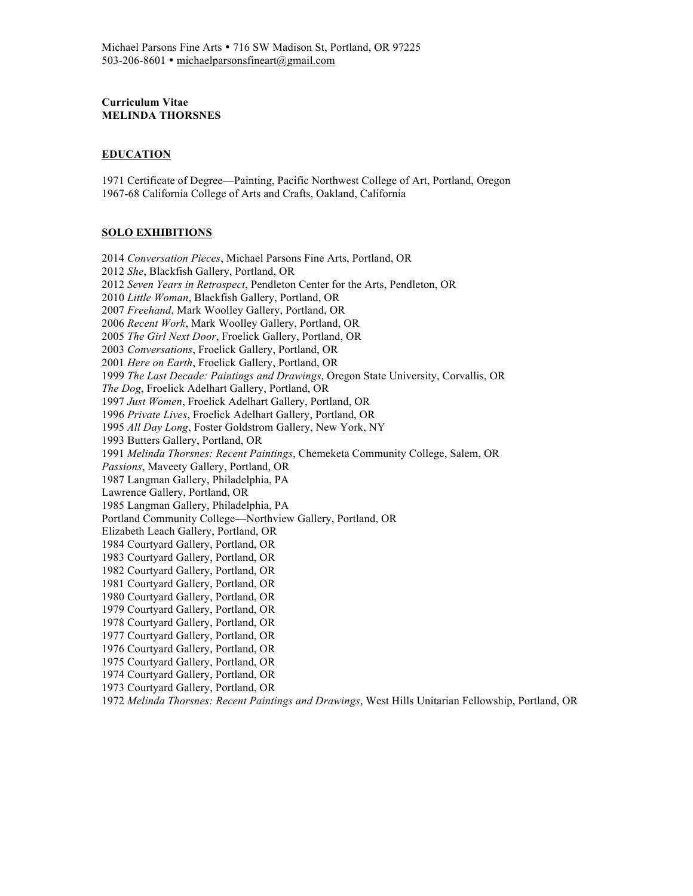Michael Parsons Fine Arts • 716 SW Madison St, Portland, OR 97225
503-206-8601 • michaelparsonsfineart@gmail.com

**Curriculum Vitae**
**MELINDA THORSNES**

## EDUCATION

1971 Certificate of Degree—Painting, Pacific Northwest College of Art, Portland, Oregon
1967-68 California College of Arts and Crafts, Oakland, California

## SOLO EXHIBITIONS

2014 *Conversation Pieces*, Michael Parsons Fine Arts, Portland, OR
2012 *She*, Blackfish Gallery, Portland, OR
2012 *Seven Years in Retrospect*, Pendleton Center for the Arts, Pendleton, OR
2010 *Little Woman*, Blackfish Gallery, Portland, OR
2007 *Freehand*, Mark Woolley Gallery, Portland, OR
2006 *Recent Work*, Mark Woolley Gallery, Portland, OR
2005 *The Girl Next Door*, Froelick Gallery, Portland, OR
2003 *Conversations*, Froelick Gallery, Portland, OR
2001 *Here on Earth*, Froelick Gallery, Portland, OR
1999 *The Last Decade: Paintings and Drawings*, Oregon State University, Corvallis, OR
*The Dog*, Froelick Adelhart Gallery, Portland, OR
1997 *Just Women*, Froelick Adelhart Gallery, Portland, OR
1996 *Private Lives*, Froelick Adelhart Gallery, Portland, OR
1995 *All Day Long*, Foster Goldstrom Gallery, New York, NY
1993 Butters Gallery, Portland, OR
1991 *Melinda Thorsnes: Recent Paintings*, Chemeketa Community College, Salem, OR
*Passions*, Maveety Gallery, Portland, OR
1987 Langman Gallery, Philadelphia, PA
Lawrence Gallery, Portland, OR
1985 Langman Gallery, Philadelphia, PA
Portland Community College—Northview Gallery, Portland, OR
Elizabeth Leach Gallery, Portland, OR
1984 Courtyard Gallery, Portland, OR
1983 Courtyard Gallery, Portland, OR
1982 Courtyard Gallery, Portland, OR
1981 Courtyard Gallery, Portland, OR
1980 Courtyard Gallery, Portland, OR
1979 Courtyard Gallery, Portland, OR
1978 Courtyard Gallery, Portland, OR
1977 Courtyard Gallery, Portland, OR
1976 Courtyard Gallery, Portland, OR
1975 Courtyard Gallery, Portland, OR
1974 Courtyard Gallery, Portland, OR
1973 Courtyard Gallery, Portland, OR
1972 *Melinda Thorsnes: Recent Paintings and Drawings*, West Hills Unitarian Fellowship, Portland, OR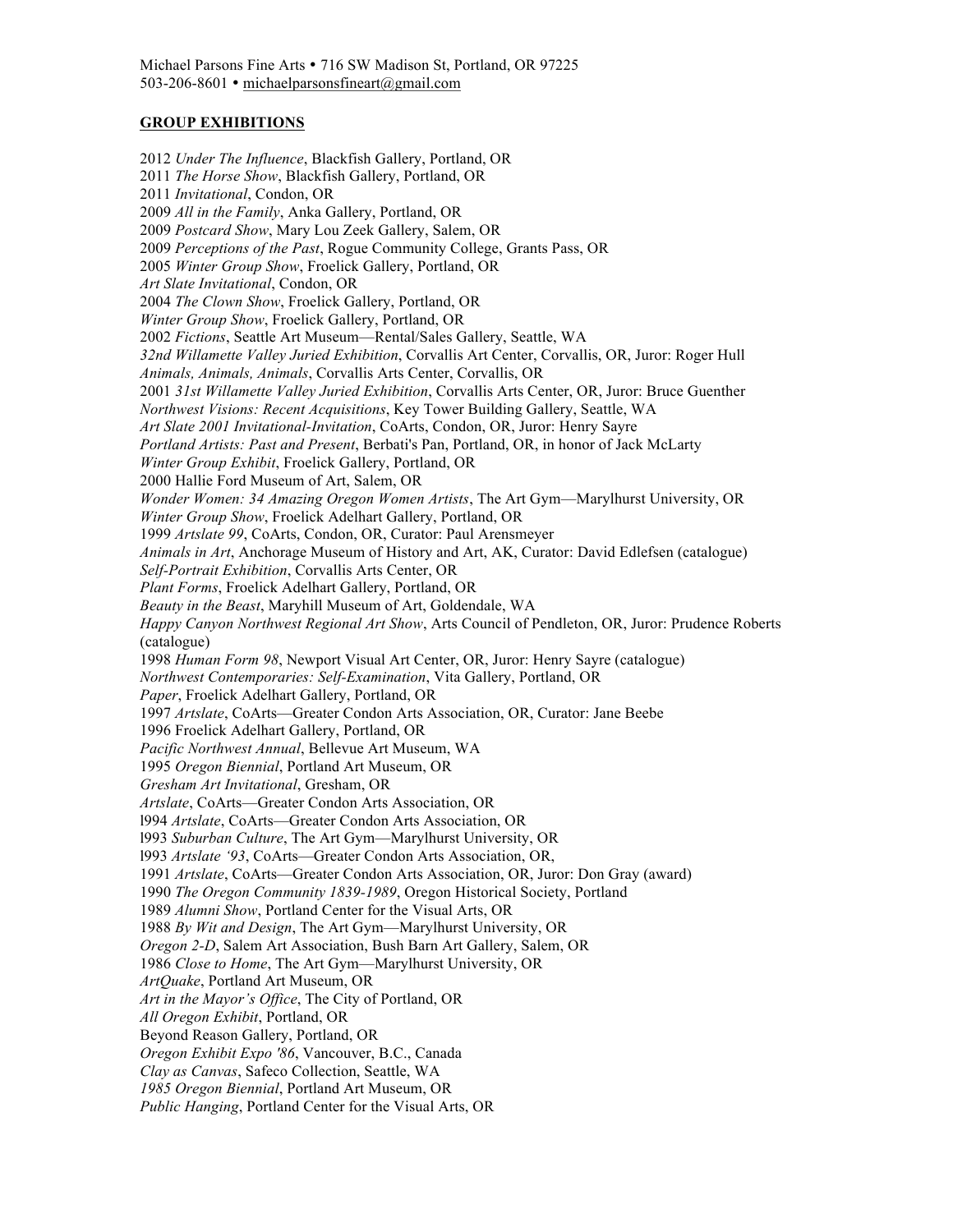Michael Parsons Fine Arts • 716 SW Madison St, Portland, OR 97225
503-206-8601 • michaelparsonsfineart@gmail.com

**GROUP EXHIBITIONS**

2012 *Under The Influence*, Blackfish Gallery, Portland, OR
2011 *The Horse Show*, Blackfish Gallery, Portland, OR
2011 *Invitational*, Condon, OR
2009 *All in the Family*, Anka Gallery, Portland, OR
2009 *Postcard Show*, Mary Lou Zeek Gallery, Salem, OR
2009 *Perceptions of the Past*, Rogue Community College, Grants Pass, OR
2005 *Winter Group Show*, Froelick Gallery, Portland, OR
*Art Slate Invitational*, Condon, OR
2004 *The Clown Show*, Froelick Gallery, Portland, OR
*Winter Group Show*, Froelick Gallery, Portland, OR
2002 *Fictions*, Seattle Art Museum—Rental/Sales Gallery, Seattle, WA
*32nd Willamette Valley Juried Exhibition*, Corvallis Art Center, Corvallis, OR, Juror: Roger Hull
*Animals, Animals, Animals*, Corvallis Arts Center, Corvallis, OR
2001 *31st Willamette Valley Juried Exhibition*, Corvallis Arts Center, OR, Juror: Bruce Guenther
*Northwest Visions: Recent Acquisitions*, Key Tower Building Gallery, Seattle, WA
*Art Slate 2001 Invitational-Invitation*, CoArts, Condon, OR, Juror: Henry Sayre
*Portland Artists: Past and Present*, Berbati's Pan, Portland, OR, in honor of Jack McLarty
*Winter Group Exhibit*, Froelick Gallery, Portland, OR
2000 Hallie Ford Museum of Art, Salem, OR
*Wonder Women: 34 Amazing Oregon Women Artists*, The Art Gym—Marylhurst University, OR
*Winter Group Show*, Froelick Adelhart Gallery, Portland, OR
1999 *Artslate 99*, CoArts, Condon, OR, Curator: Paul Arensmeyer
*Animals in Art*, Anchorage Museum of History and Art, AK, Curator: David Edlefsen (catalogue)
*Self-Portrait Exhibition*, Corvallis Arts Center, OR
*Plant Forms*, Froelick Adelhart Gallery, Portland, OR
*Beauty in the Beast*, Maryhill Museum of Art, Goldendale, WA
*Happy Canyon Northwest Regional Art Show*, Arts Council of Pendleton, OR, Juror: Prudence Roberts (catalogue)
1998 *Human Form 98*, Newport Visual Art Center, OR, Juror: Henry Sayre (catalogue)
*Northwest Contemporaries: Self-Examination*, Vita Gallery, Portland, OR
*Paper*, Froelick Adelhart Gallery, Portland, OR
1997 *Artslate*, CoArts—Greater Condon Arts Association, OR, Curator: Jane Beebe
1996 Froelick Adelhart Gallery, Portland, OR
*Pacific Northwest Annual*, Bellevue Art Museum, WA
1995 *Oregon Biennial*, Portland Art Museum, OR
*Gresham Art Invitational*, Gresham, OR
*Artslate*, CoArts—Greater Condon Arts Association, OR
l994 *Artslate*, CoArts—Greater Condon Arts Association, OR
l993 *Suburban Culture*, The Art Gym—Marylhurst University, OR
l993 *Artslate '93*, CoArts—Greater Condon Arts Association, OR,
1991 *Artslate*, CoArts—Greater Condon Arts Association, OR, Juror: Don Gray (award)
1990 *The Oregon Community 1839-1989*, Oregon Historical Society, Portland
1989 *Alumni Show*, Portland Center for the Visual Arts, OR
1988 *By Wit and Design*, The Art Gym—Marylhurst University, OR
*Oregon 2-D*, Salem Art Association, Bush Barn Art Gallery, Salem, OR
1986 *Close to Home*, The Art Gym—Marylhurst University, OR
*ArtQuake*, Portland Art Museum, OR
*Art in the Mayor's Office*, The City of Portland, OR
*All Oregon Exhibit*, Portland, OR
Beyond Reason Gallery, Portland, OR
*Oregon Exhibit Expo '86*, Vancouver, B.C., Canada
*Clay as Canvas*, Safeco Collection, Seattle, WA
*1985 Oregon Biennial*, Portland Art Museum, OR
*Public Hanging*, Portland Center for the Visual Arts, OR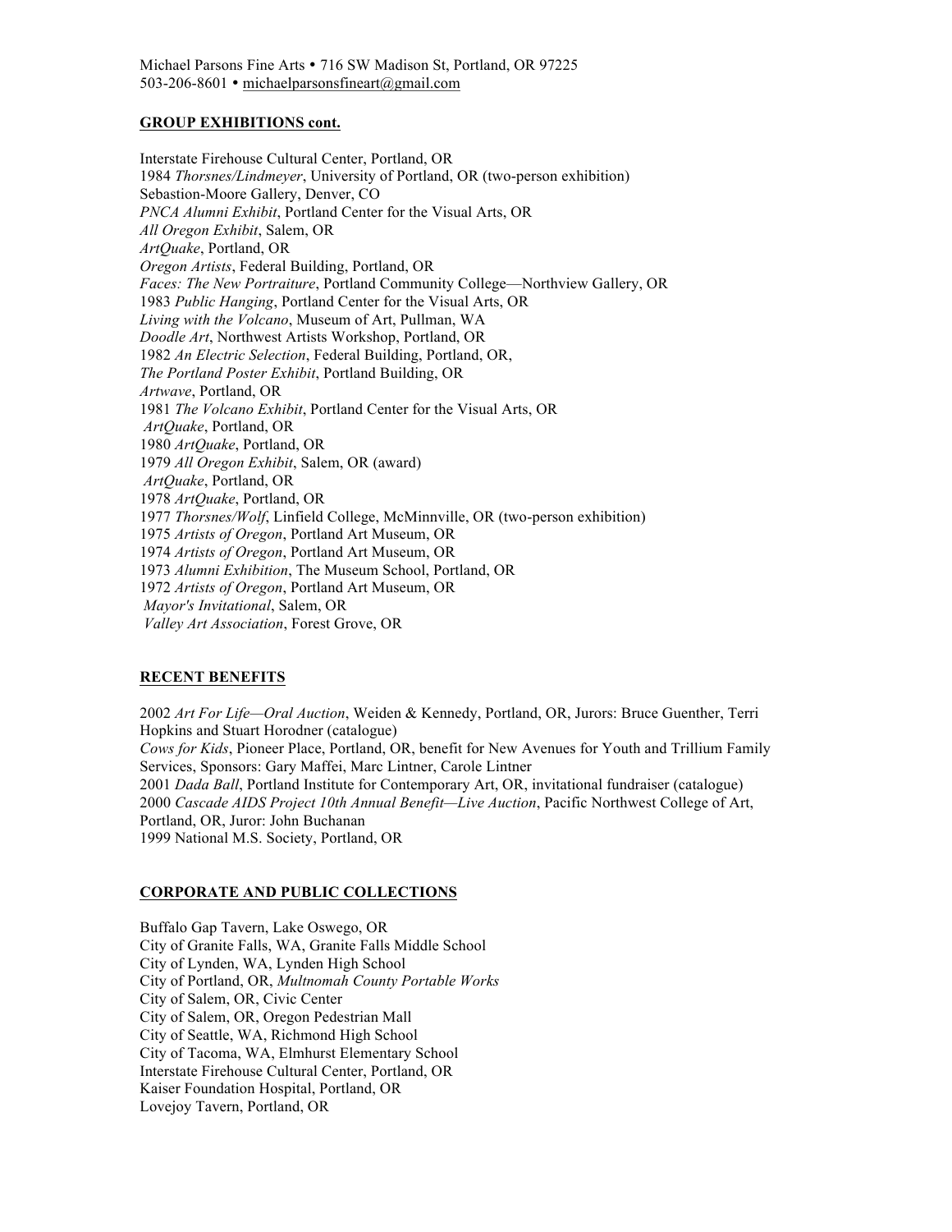Michael Parsons Fine Arts • 716 SW Madison St, Portland, OR 97225
503-206-8601 • michaelparsonsfineart@gmail.com

**GROUP EXHIBITIONS cont.**

Interstate Firehouse Cultural Center, Portland, OR
1984 *Thorsnes/Lindmeyer*, University of Portland, OR (two-person exhibition)
Sebastion-Moore Gallery, Denver, CO
*PNCA Alumni Exhibit*, Portland Center for the Visual Arts, OR
*All Oregon Exhibit*, Salem, OR
*ArtQuake*, Portland, OR
*Oregon Artists*, Federal Building, Portland, OR
*Faces: The New Portraiture*, Portland Community College—Northview Gallery, OR
1983 *Public Hanging*, Portland Center for the Visual Arts, OR
*Living with the Volcano*, Museum of Art, Pullman, WA
*Doodle Art*, Northwest Artists Workshop, Portland, OR
1982 *An Electric Selection*, Federal Building, Portland, OR,
*The Portland Poster Exhibit*, Portland Building, OR
*Artwave*, Portland, OR
1981 *The Volcano Exhibit*, Portland Center for the Visual Arts, OR
*ArtQuake*, Portland, OR
1980 *ArtQuake*, Portland, OR
1979 *All Oregon Exhibit*, Salem, OR (award)
*ArtQuake*, Portland, OR
1978 *ArtQuake*, Portland, OR
1977 *Thorsnes/Wolf*, Linfield College, McMinnville, OR (two-person exhibition)
1975 *Artists of Oregon*, Portland Art Museum, OR
1974 *Artists of Oregon*, Portland Art Museum, OR
1973 *Alumni Exhibition*, The Museum School, Portland, OR
1972 *Artists of Oregon*, Portland Art Museum, OR
*Mayor's Invitational*, Salem, OR
*Valley Art Association*, Forest Grove, OR

**RECENT BENEFITS**

2002 *Art For Life—Oral Auction*, Weiden & Kennedy, Portland, OR, Jurors: Bruce Guenther, Terri Hopkins and Stuart Horodner (catalogue)
*Cows for Kids*, Pioneer Place, Portland, OR, benefit for New Avenues for Youth and Trillium Family Services, Sponsors: Gary Maffei, Marc Lintner, Carole Lintner
2001 *Dada Ball*, Portland Institute for Contemporary Art, OR, invitational fundraiser (catalogue)
2000 *Cascade AIDS Project 10th Annual Benefit—Live Auction*, Pacific Northwest College of Art, Portland, OR, Juror: John Buchanan
1999 National M.S. Society, Portland, OR

**CORPORATE AND PUBLIC COLLECTIONS**

Buffalo Gap Tavern, Lake Oswego, OR
City of Granite Falls, WA, Granite Falls Middle School
City of Lynden, WA, Lynden High School
City of Portland, OR, *Multnomah County Portable Works*
City of Salem, OR, Civic Center
City of Salem, OR, Oregon Pedestrian Mall
City of Seattle, WA, Richmond High School
City of Tacoma, WA, Elmhurst Elementary School
Interstate Firehouse Cultural Center, Portland, OR
Kaiser Foundation Hospital, Portland, OR
Lovejoy Tavern, Portland, OR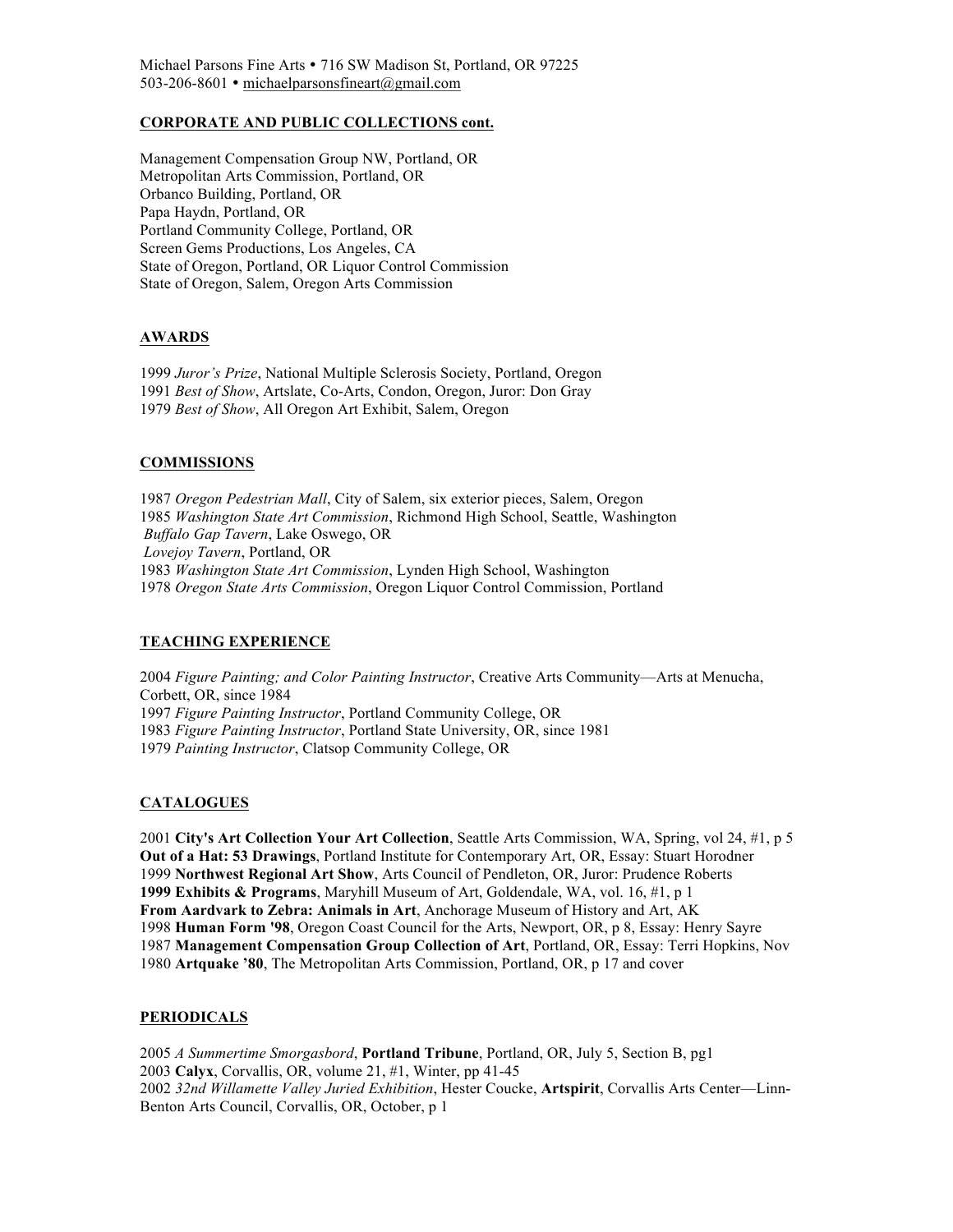Michael Parsons Fine Arts • 716 SW Madison St, Portland, OR 97225
503-206-8601 • michaelparsonsfineart@gmail.com

## CORPORATE AND PUBLIC COLLECTIONS cont.

Management Compensation Group NW, Portland, OR
Metropolitan Arts Commission, Portland, OR
Orbanco Building, Portland, OR
Papa Haydn, Portland, OR
Portland Community College, Portland, OR
Screen Gems Productions, Los Angeles, CA
State of Oregon, Portland, OR Liquor Control Commission
State of Oregon, Salem, Oregon Arts Commission

## AWARDS

1999 *Juror's Prize*, National Multiple Sclerosis Society, Portland, Oregon
1991 *Best of Show*, Artslate, Co-Arts, Condon, Oregon, Juror: Don Gray
1979 *Best of Show*, All Oregon Art Exhibit, Salem, Oregon

## COMMISSIONS

1987 *Oregon Pedestrian Mall*, City of Salem, six exterior pieces, Salem, Oregon
1985 *Washington State Art Commission*, Richmond High School, Seattle, Washington
*Buffalo Gap Tavern*, Lake Oswego, OR
*Lovejoy Tavern*, Portland, OR
1983 *Washington State Art Commission*, Lynden High School, Washington
1978 *Oregon State Arts Commission*, Oregon Liquor Control Commission, Portland

## TEACHING EXPERIENCE

2004 *Figure Painting; and Color Painting Instructor*, Creative Arts Community—Arts at Menucha, Corbett, OR, since 1984
1997 *Figure Painting Instructor*, Portland Community College, OR
1983 *Figure Painting Instructor*, Portland State University, OR, since 1981
1979 *Painting Instructor*, Clatsop Community College, OR

## CATALOGUES

2001 **City's Art Collection Your Art Collection**, Seattle Arts Commission, WA, Spring, vol 24, #1, p 5
**Out of a Hat: 53 Drawings**, Portland Institute for Contemporary Art, OR, Essay: Stuart Horodner
1999 **Northwest Regional Art Show**, Arts Council of Pendleton, OR, Juror: Prudence Roberts
**1999 Exhibits & Programs**, Maryhill Museum of Art, Goldendale, WA, vol. 16, #1, p 1
**From Aardvark to Zebra: Animals in Art**, Anchorage Museum of History and Art, AK
1998 **Human Form '98**, Oregon Coast Council for the Arts, Newport, OR, p 8, Essay: Henry Sayre
1987 **Management Compensation Group Collection of Art**, Portland, OR, Essay: Terri Hopkins, Nov
1980 **Artquake '80**, The Metropolitan Arts Commission, Portland, OR, p 17 and cover

## PERIODICALS

2005 *A Summertime Smorgasbord*, **Portland Tribune**, Portland, OR, July 5, Section B, pg1
2003 **Calyx**, Corvallis, OR, volume 21, #1, Winter, pp 41-45
2002 *32nd Willamette Valley Juried Exhibition*, Hester Coucke, **Artspirit**, Corvallis Arts Center—Linn-Benton Arts Council, Corvallis, OR, October, p 1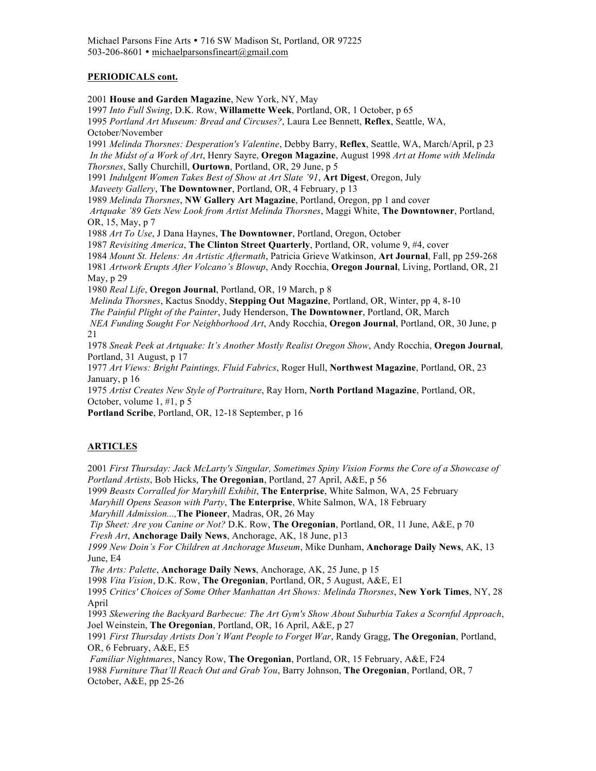Michael Parsons Fine Arts • 716 SW Madison St, Portland, OR 97225
503-206-8601 • michaelparsonsfineart@gmail.com

**PERIODICALS cont.**

2001 **House and Garden Magazine**, New York, NY, May
1997 *Into Full Swing*, D.K. Row, **Willamette Week**, Portland, OR, 1 October, p 65
1995 *Portland Art Museum: Bread and Circuses?*, Laura Lee Bennett, **Reflex**, Seattle, WA, October/November
1991 *Melinda Thorsnes: Desperation's Valentine*, Debby Barry, **Reflex**, Seattle, WA, March/April, p 23
*In the Midst of a Work of Art*, Henry Sayre, **Oregon Magazine**, August 1998 *Art at Home with Melinda Thorsnes*, Sally Churchill, **Ourtown**, Portland, OR, 29 June, p 5
1991 *Indulgent Women Takes Best of Show at Art Slate '91*, **Art Digest**, Oregon, July
*Maveety Gallery*, **The Downtowner**, Portland, OR, 4 February, p 13
1989 *Melinda Thorsnes*, **NW Gallery Art Magazine**, Portland, Oregon, pp 1 and cover
*Artquake '89 Gets New Look from Artist Melinda Thorsnes*, Maggi White, **The Downtowner**, Portland, OR, 15, May, p 7
1988 *Art To Use*, J Dana Haynes, **The Downtowner**, Portland, Oregon, October
1987 *Revisiting America*, **The Clinton Street Quarterly**, Portland, OR, volume 9, #4, cover
1984 *Mount St. Helens: An Artistic Aftermath*, Patricia Grieve Watkinson, **Art Journal**, Fall, pp 259-268
1981 *Artwork Erupts After Volcano's Blowup*, Andy Rocchia, **Oregon Journal**, Living, Portland, OR, 21 May, p 29
1980 *Real Life*, **Oregon Journal**, Portland, OR, 19 March, p 8
*Melinda Thorsnes*, Kactus Snoddy, **Stepping Out Magazine**, Portland, OR, Winter, pp 4, 8-10
*The Painful Plight of the Painter*, Judy Henderson, **The Downtowner**, Portland, OR, March
*NEA Funding Sought For Neighborhood Art*, Andy Rocchia, **Oregon Journal**, Portland, OR, 30 June, p 21
1978 *Sneak Peek at Artquake: It's Another Mostly Realist Oregon Show*, Andy Rocchia, **Oregon Journal**, Portland, 31 August, p 17
1977 *Art Views: Bright Paintings, Fluid Fabrics*, Roger Hull, **Northwest Magazine**, Portland, OR, 23 January, p 16
1975 *Artist Creates New Style of Portraiture*, Ray Horn, **North Portland Magazine**, Portland, OR, October, volume 1, #1, p 5
**Portland Scribe**, Portland, OR, 12-18 September, p 16

**ARTICLES**

2001 *First Thursday: Jack McLarty's Singular, Sometimes Spiny Vision Forms the Core of a Showcase of Portland Artists*, Bob Hicks, **The Oregonian**, Portland, 27 April, A&E, p 56
1999 *Beasts Corralled for Maryhill Exhibit*, **The Enterprise**, White Salmon, WA, 25 February
*Maryhill Opens Season with Party*, **The Enterprise**, White Salmon, WA, 18 February
*Maryhill Admission...,* **The Pioneer**, Madras, OR, 26 May
*Tip Sheet: Are you Canine or Not?* D.K. Row, **The Oregonian**, Portland, OR, 11 June, A&E, p 70
*Fresh Art*, **Anchorage Daily News**, Anchorage, AK, 18 June, p13
*1999 New Doin's For Children at Anchorage Museum*, Mike Dunham, **Anchorage Daily News**, AK, 13 June, E4
*The Arts: Palette*, **Anchorage Daily News**, Anchorage, AK, 25 June, p 15
1998 *Vita Vision*, D.K. Row, **The Oregonian**, Portland, OR, 5 August, A&E, E1
1995 *Critics' Choices of Some Other Manhattan Art Shows: Melinda Thorsnes*, **New York Times**, NY, 28 April
1993 *Skewering the Backyard Barbecue: The Art Gym's Show About Suburbia Takes a Scornful Approach*, Joel Weinstein, **The Oregonian**, Portland, OR, 16 April, A&E, p 27
1991 *First Thursday Artists Don't Want People to Forget War*, Randy Gragg, **The Oregonian**, Portland, OR, 6 February, A&E, E5
*Familiar Nightmares*, Nancy Row, **The Oregonian**, Portland, OR, 15 February, A&E, F24
1988 *Furniture That'll Reach Out and Grab You*, Barry Johnson, **The Oregonian**, Portland, OR, 7 October, A&E, pp 25-26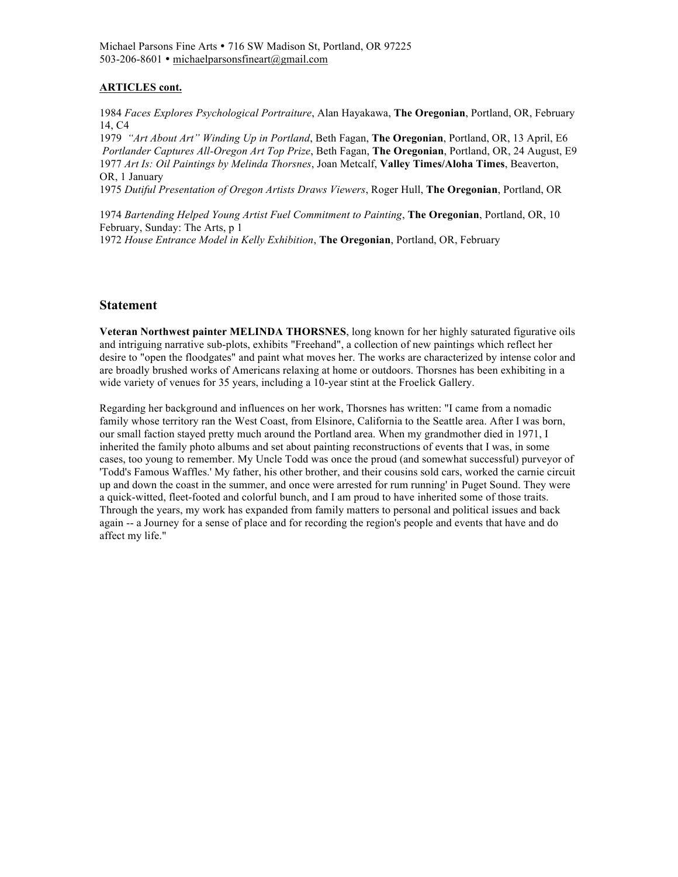Michael Parsons Fine Arts • 716 SW Madison St, Portland, OR 97225
503-206-8601 • michaelparsonsfineart@gmail.com

**ARTICLES cont.**

1984 *Faces Explores Psychological Portraiture*, Alan Hayakawa, **The Oregonian**, Portland, OR, February 14, C4
1979 *"Art About Art" Winding Up in Portland*, Beth Fagan, **The Oregonian**, Portland, OR, 13 April, E6
*Portlander Captures All-Oregon Art Top Prize*, Beth Fagan, **The Oregonian**, Portland, OR, 24 August, E9
1977 *Art Is: Oil Paintings by Melinda Thorsnes*, Joan Metcalf, **Valley Times/Aloha Times**, Beaverton, OR, 1 January
1975 *Dutiful Presentation of Oregon Artists Draws Viewers*, Roger Hull, **The Oregonian**, Portland, OR

1974 *Bartending Helped Young Artist Fuel Commitment to Painting*, **The Oregonian**, Portland, OR, 10 February, Sunday: The Arts, p 1
1972 *House Entrance Model in Kelly Exhibition*, **The Oregonian**, Portland, OR, February

## Statement

**Veteran Northwest painter MELINDA THORSNES**, long known for her highly saturated figurative oils and intriguing narrative sub-plots, exhibits "Freehand", a collection of new paintings which reflect her desire to "open the floodgates" and paint what moves her. The works are characterized by intense color and are broadly brushed works of Americans relaxing at home or outdoors. Thorsnes has been exhibiting in a wide variety of venues for 35 years, including a 10-year stint at the Froelick Gallery.

Regarding her background and influences on her work, Thorsnes has written: "I came from a nomadic family whose territory ran the West Coast, from Elsinore, California to the Seattle area. After I was born, our small faction stayed pretty much around the Portland area. When my grandmother died in 1971, I inherited the family photo albums and set about painting reconstructions of events that I was, in some cases, too young to remember. My Uncle Todd was once the proud (and somewhat successful) purveyor of 'Todd's Famous Waffles.' My father, his other brother, and their cousins sold cars, worked the carnie circuit up and down the coast in the summer, and once were arrested for rum running' in Puget Sound. They were a quick-witted, fleet-footed and colorful bunch, and I am proud to have inherited some of those traits. Through the years, my work has expanded from family matters to personal and political issues and back again -- a Journey for a sense of place and for recording the region's people and events that have and do affect my life."